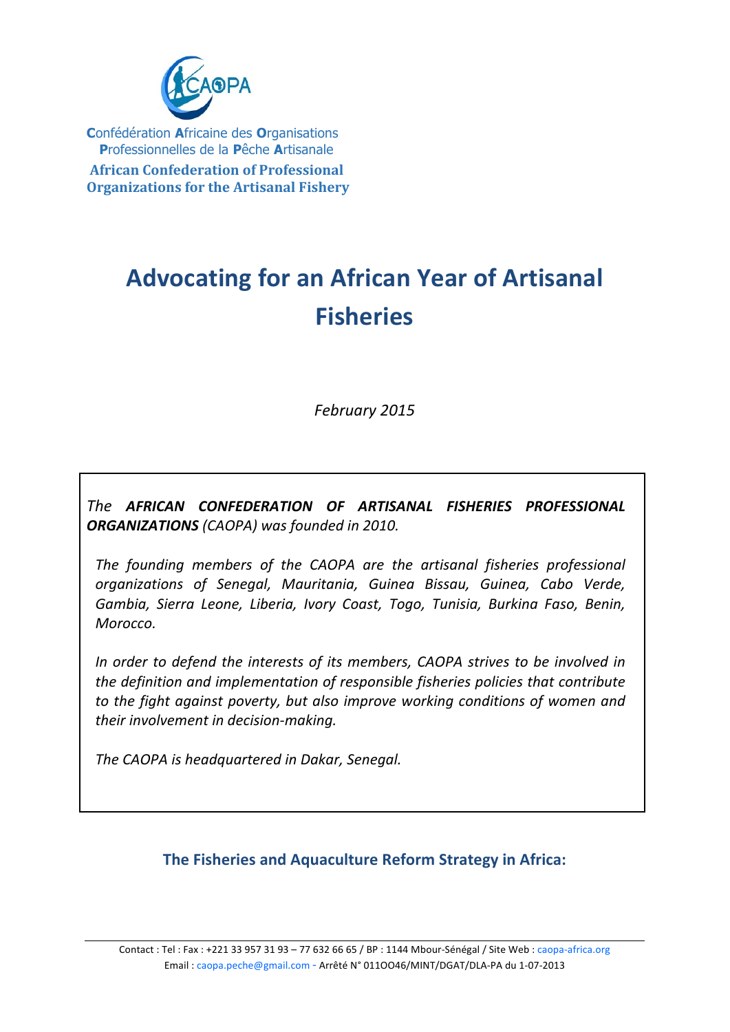CAOPA

**C**onfédération **A**fricaine des **O**rganisations **P**rofessionnelles de la **P**êche **A**rtisanale

**African Confederation of Professional Organizations for the Artisanal Fishery**

# Advocating for an African Year of Artisanal Fisheries

*February 2015*

*The **AFRICAN CONFEDERATION OF ARTISANAL FISHERIES PROFESSIONAL ORGANIZATIONS** (CAOPA) was founded in 2010.*

*The founding members of the CAOPA are the artisanal fisheries professional organizations of Senegal, Mauritania, Guinea Bissau, Guinea, Cabo Verde, Gambia, Sierra Leone, Liberia, Ivory Coast, Togo, Tunisia, Burkina Faso, Benin, Morocco.*

*In order to defend the interests of its members, CAOPA strives to be involved in the definition and implementation of responsible fisheries policies that contribute to the fight against poverty, but also improve working conditions of women and their involvement in decision-making.*

*The CAOPA is headquartered in Dakar, Senegal.*

## The Fisheries and Aquaculture Reform Strategy in Africa:

Contact : Tel : Fax : +221 33 957 31 93 – 77 632 66 65 / BP : 1144 Mbour-Sénégal / Site Web : caopa-africa.org
Email : caopa.peche@gmail.com - Arrêté N° 011O046/MINT/DGAT/DLA-PA du 1-07-2013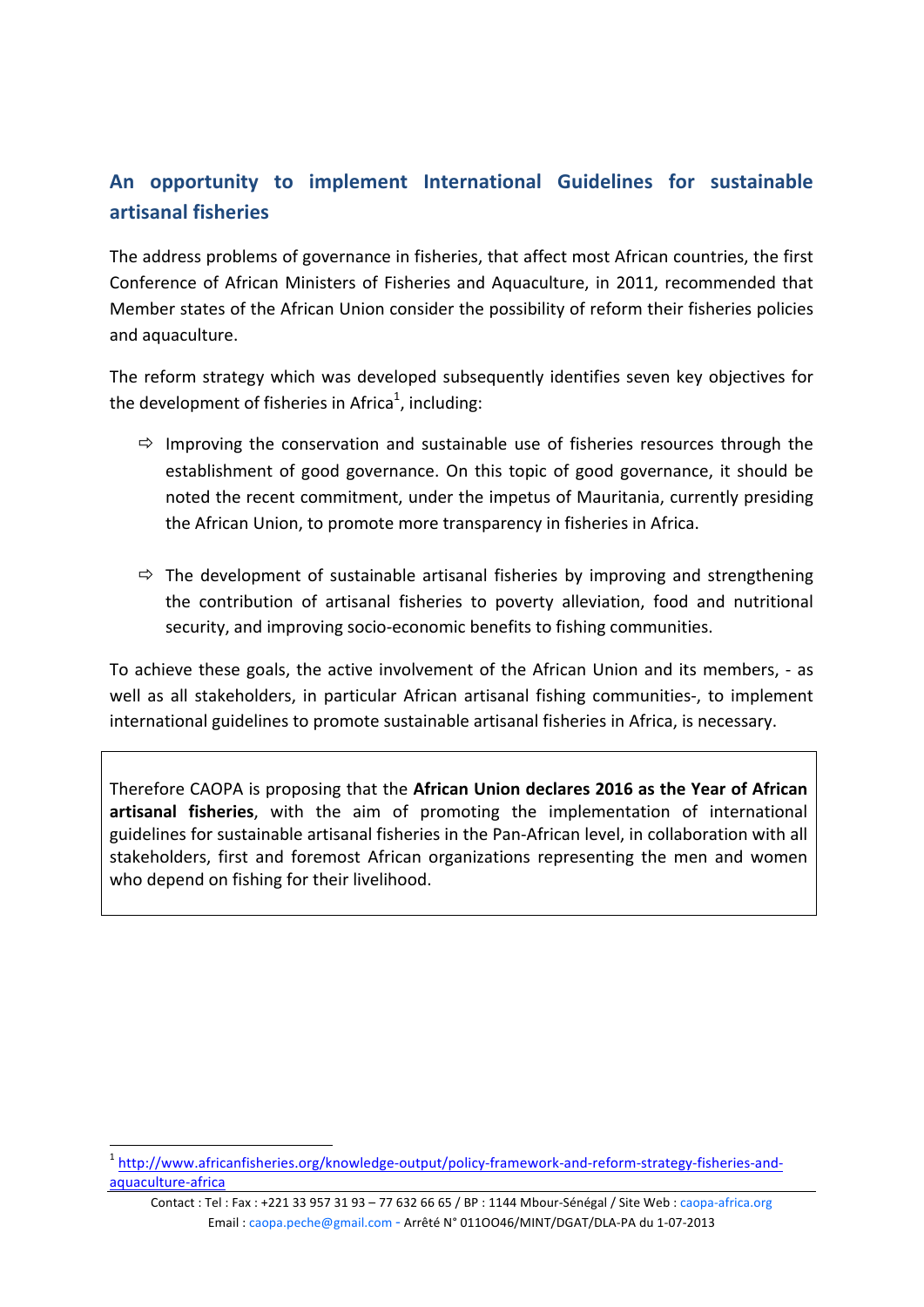## An opportunity to implement International Guidelines for sustainable artisanal fisheries

The address problems of governance in fisheries, that affect most African countries, the first Conference of African Ministers of Fisheries and Aquaculture, in 2011, recommended that Member states of the African Union consider the possibility of reform their fisheries policies and aquaculture.

The reform strategy which was developed subsequently identifies seven key objectives for the development of fisheries in Africa[1], including:

- Improving the conservation and sustainable use of fisheries resources through the establishment of good governance. On this topic of good governance, it should be noted the recent commitment, under the impetus of Mauritania, currently presiding the African Union, to promote more transparency in fisheries in Africa.

- The development of sustainable artisanal fisheries by improving and strengthening the contribution of artisanal fisheries to poverty alleviation, food and nutritional security, and improving socio-economic benefits to fishing communities.

To achieve these goals, the active involvement of the African Union and its members, - as well as all stakeholders, in particular African artisanal fishing communities-, to implement international guidelines to promote sustainable artisanal fisheries in Africa, is necessary.

Therefore CAOPA is proposing that the **African Union declares 2016 as the Year of African artisanal fisheries**, with the aim of promoting the implementation of international guidelines for sustainable artisanal fisheries in the Pan-African level, in collaboration with all stakeholders, first and foremost African organizations representing the men and women who depend on fishing for their livelihood.

[1] http://www.africanfisheries.org/knowledge-output/policy-framework-and-reform-strategy-fisheries-and-aquaculture-africa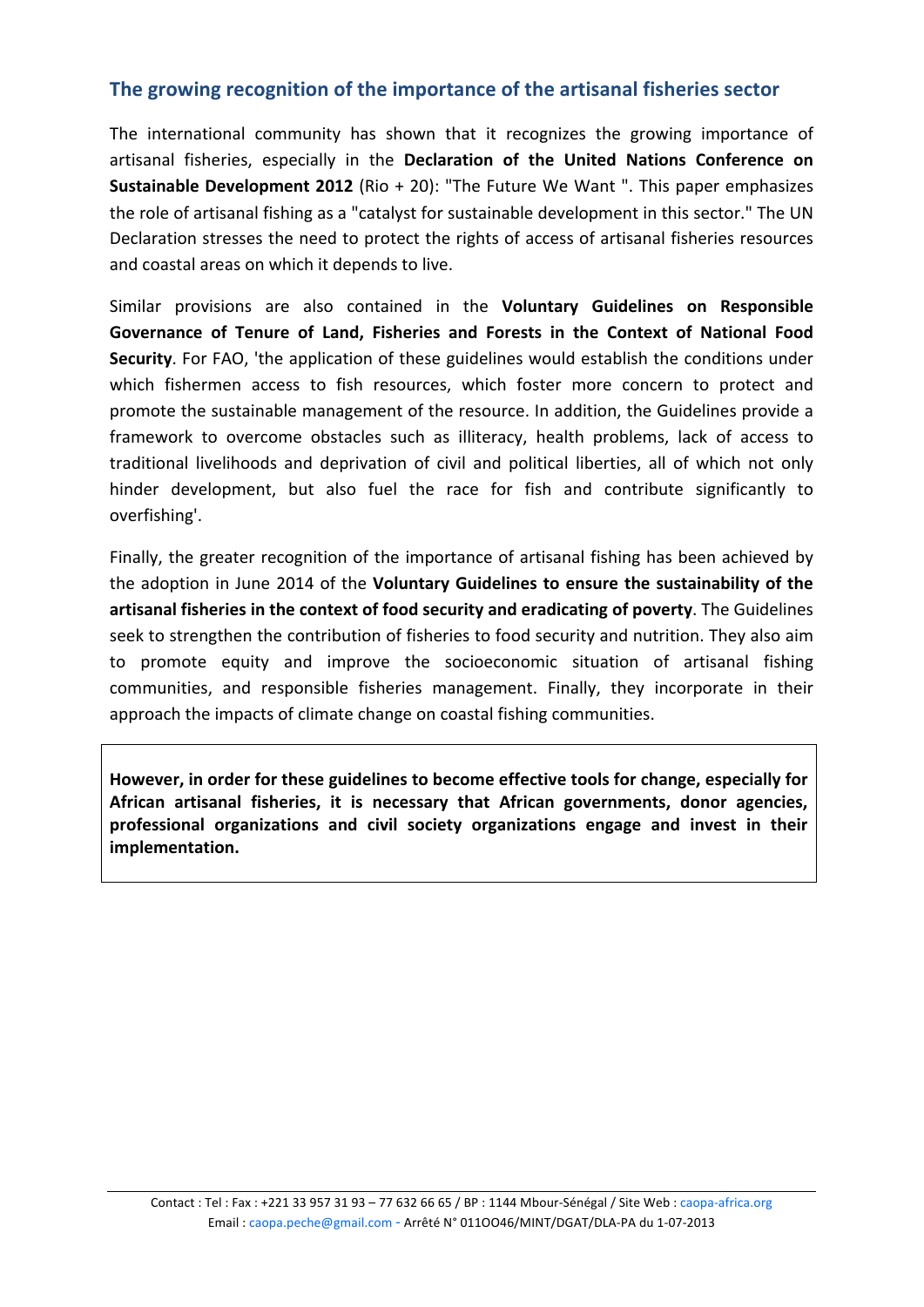## The growing recognition of the importance of the artisanal fisheries sector

The international community has shown that it recognizes the growing importance of artisanal fisheries, especially in the **Declaration of the United Nations Conference on Sustainable Development 2012** (Rio + 20): "The Future We Want ". This paper emphasizes the role of artisanal fishing as a "catalyst for sustainable development in this sector." The UN Declaration stresses the need to protect the rights of access of artisanal fisheries resources and coastal areas on which it depends to live.

Similar provisions are also contained in the **Voluntary Guidelines on Responsible Governance of Tenure of Land, Fisheries and Forests in the Context of National Food Security**. For FAO, 'the application of these guidelines would establish the conditions under which fishermen access to fish resources, which foster more concern to protect and promote the sustainable management of the resource. In addition, the Guidelines provide a framework to overcome obstacles such as illiteracy, health problems, lack of access to traditional livelihoods and deprivation of civil and political liberties, all of which not only hinder development, but also fuel the race for fish and contribute significantly to overfishing'.

Finally, the greater recognition of the importance of artisanal fishing has been achieved by the adoption in June 2014 of the **Voluntary Guidelines to ensure the sustainability of the artisanal fisheries in the context of food security and eradicating of poverty**. The Guidelines seek to strengthen the contribution of fisheries to food security and nutrition. They also aim to promote equity and improve the socioeconomic situation of artisanal fishing communities, and responsible fisheries management. Finally, they incorporate in their approach the impacts of climate change on coastal fishing communities.

**However, in order for these guidelines to become effective tools for change, especially for African artisanal fisheries, it is necessary that African governments, donor agencies, professional organizations and civil society organizations engage and invest in their implementation.**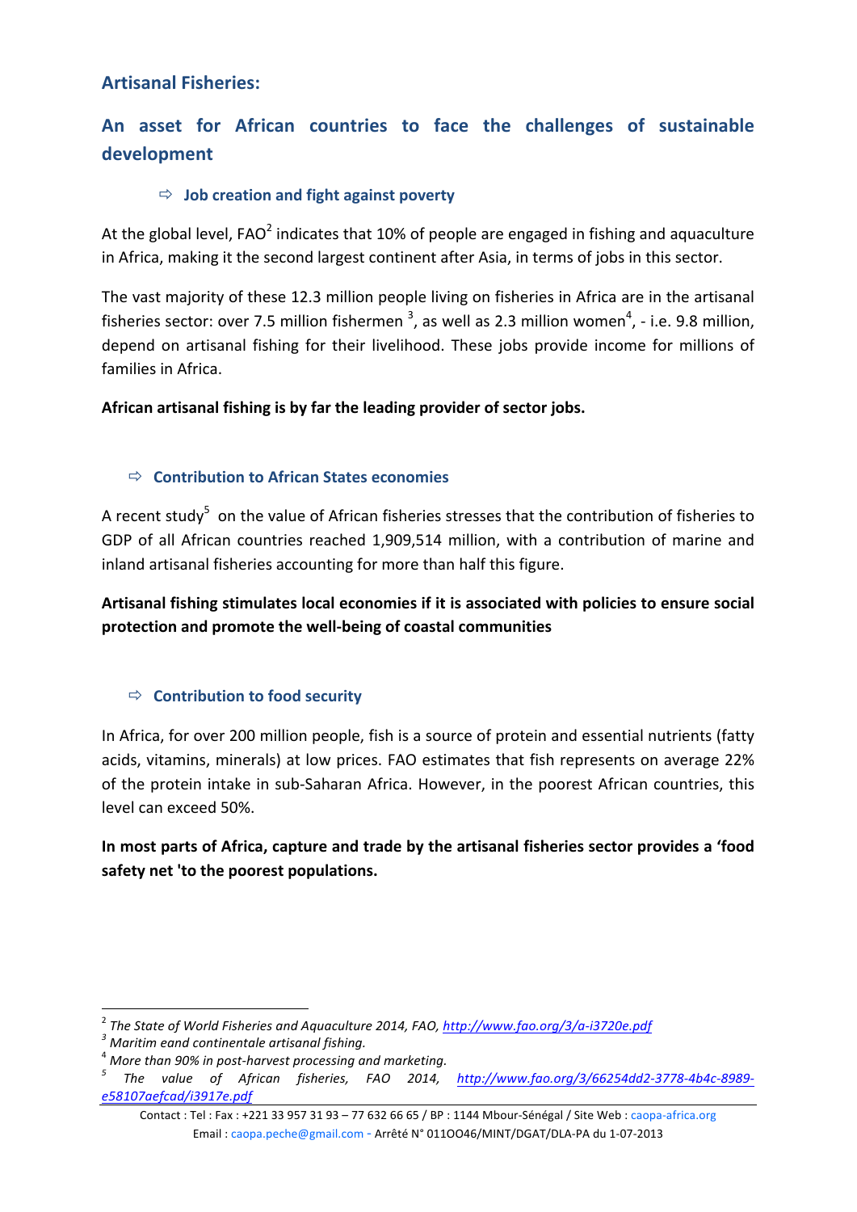## Artisanal Fisheries:

## An asset for African countries to face the challenges of sustainable development

### ⇨ Job creation and fight against poverty

At the global level, FAO[2] indicates that 10% of people are engaged in fishing and aquaculture in Africa, making it the second largest continent after Asia, in terms of jobs in this sector.

The vast majority of these 12.3 million people living on fisheries in Africa are in the artisanal fisheries sector: over 7.5 million fishermen [3], as well as 2.3 million women[4], - i.e. 9.8 million, depend on artisanal fishing for their livelihood. These jobs provide income for millions of families in Africa.

**African artisanal fishing is by far the leading provider of sector jobs.**

### ⇨ Contribution to African States economies

A recent study[5] on the value of African fisheries stresses that the contribution of fisheries to GDP of all African countries reached 1,909,514 million, with a contribution of marine and inland artisanal fisheries accounting for more than half this figure.

**Artisanal fishing stimulates local economies if it is associated with policies to ensure social protection and promote the well-being of coastal communities**

### ⇨ Contribution to food security

In Africa, for over 200 million people, fish is a source of protein and essential nutrients (fatty acids, vitamins, minerals) at low prices. FAO estimates that fish represents on average 22% of the protein intake in sub-Saharan Africa. However, in the poorest African countries, this level can exceed 50%.

**In most parts of Africa, capture and trade by the artisanal fisheries sector provides a 'food safety net 'to the poorest populations.**

---

[2] *The State of World Fisheries and Aquaculture 2014, FAO, http://www.fao.org/3/a-i3720e.pdf*

[3] *Maritim eand continentale artisanal fishing.*

[4] *More than 90% in post-harvest processing and marketing.*

[5] *The value of African fisheries, FAO 2014, http://www.fao.org/3/66254dd2-3778-4b4c-8989-e58107aefcad/i3917e.pdf*

Contact : Tel : Fax : +221 33 957 31 93 – 77 632 66 65 / BP : 1144 Mbour-Sénégal / Site Web : caopa-africa.org
Email : caopa.peche@gmail.com - Arrêté N° 011O046/MINT/DGAT/DLA-PA du 1-07-2013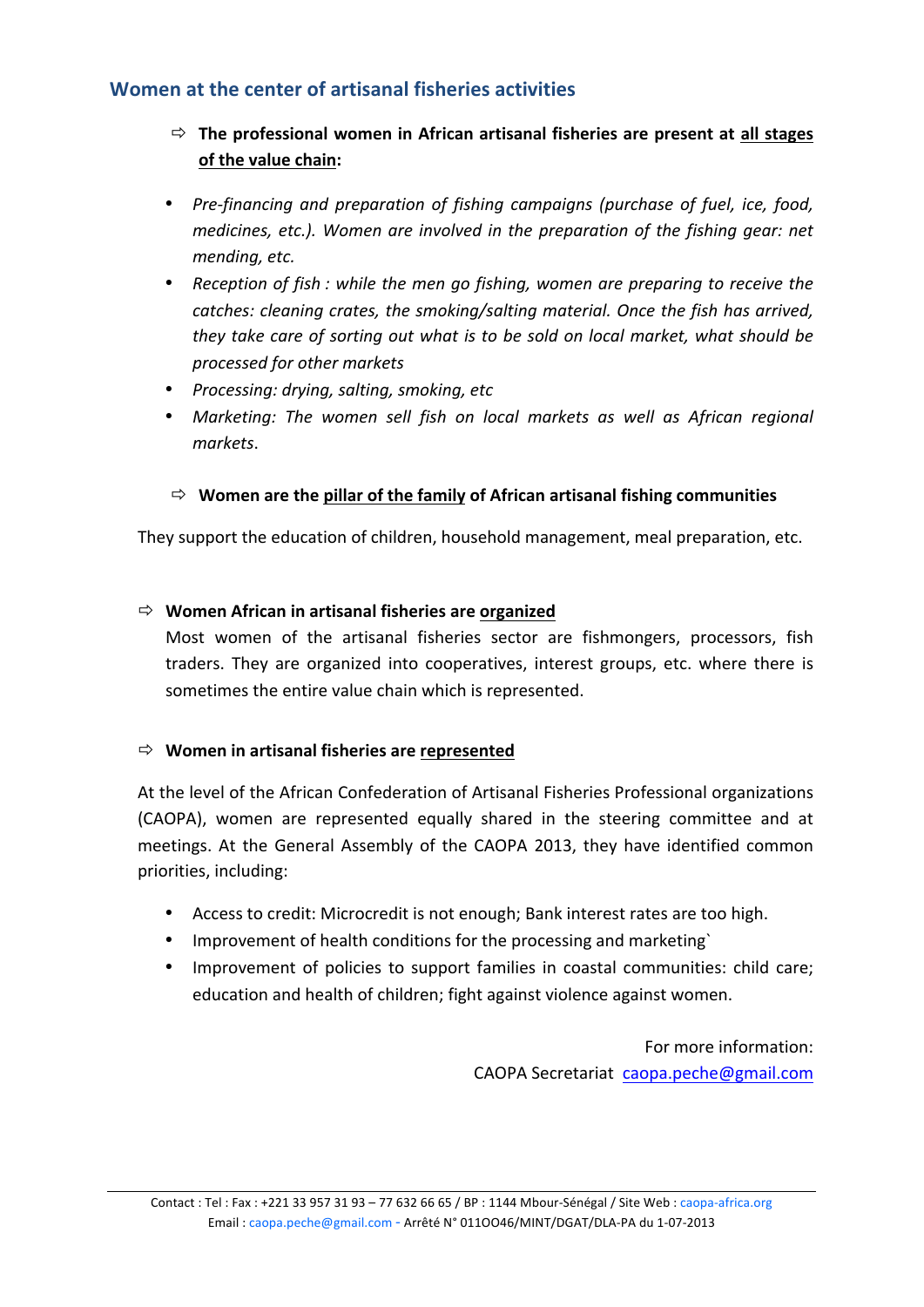## Women at the center of artisanal fisheries activities

⇨ **The professional women in African artisanal fisheries are present at all stages of the value chain:**

- *Pre-financing and preparation of fishing campaigns (purchase of fuel, ice, food, medicines, etc.). Women are involved in the preparation of the fishing gear: net mending, etc.*
- *Reception of fish : while the men go fishing, women are preparing to receive the catches: cleaning crates, the smoking/salting material. Once the fish has arrived, they take care of sorting out what is to be sold on local market, what should be processed for other markets*
- *Processing: drying, salting, smoking, etc*
- *Marketing: The women sell fish on local markets as well as African regional markets*.

⇨ **Women are the pillar of the family of African artisanal fishing communities**

They support the education of children, household management, meal preparation, etc.

⇨ **Women African in artisanal fisheries are organized**

Most women of the artisanal fisheries sector are fishmongers, processors, fish traders. They are organized into cooperatives, interest groups, etc. where there is sometimes the entire value chain which is represented.

⇨ **Women in artisanal fisheries are represented**

At the level of the African Confederation of Artisanal Fisheries Professional organizations (CAOPA), women are represented equally shared in the steering committee and at meetings. At the General Assembly of the CAOPA 2013, they have identified common priorities, including:

- Access to credit: Microcredit is not enough; Bank interest rates are too high.
- Improvement of health conditions for the processing and marketing`
- Improvement of policies to support families in coastal communities: child care; education and health of children; fight against violence against women.

For more information:
CAOPA Secretariat caopa.peche@gmail.com

Contact : Tel : Fax : +221 33 957 31 93 – 77 632 66 65 / BP : 1144 Mbour-Sénégal / Site Web : caopa-africa.org
Email : caopa.peche@gmail.com - Arrêté N° 011O046/MINT/DGAT/DLA-PA du 1-07-2013